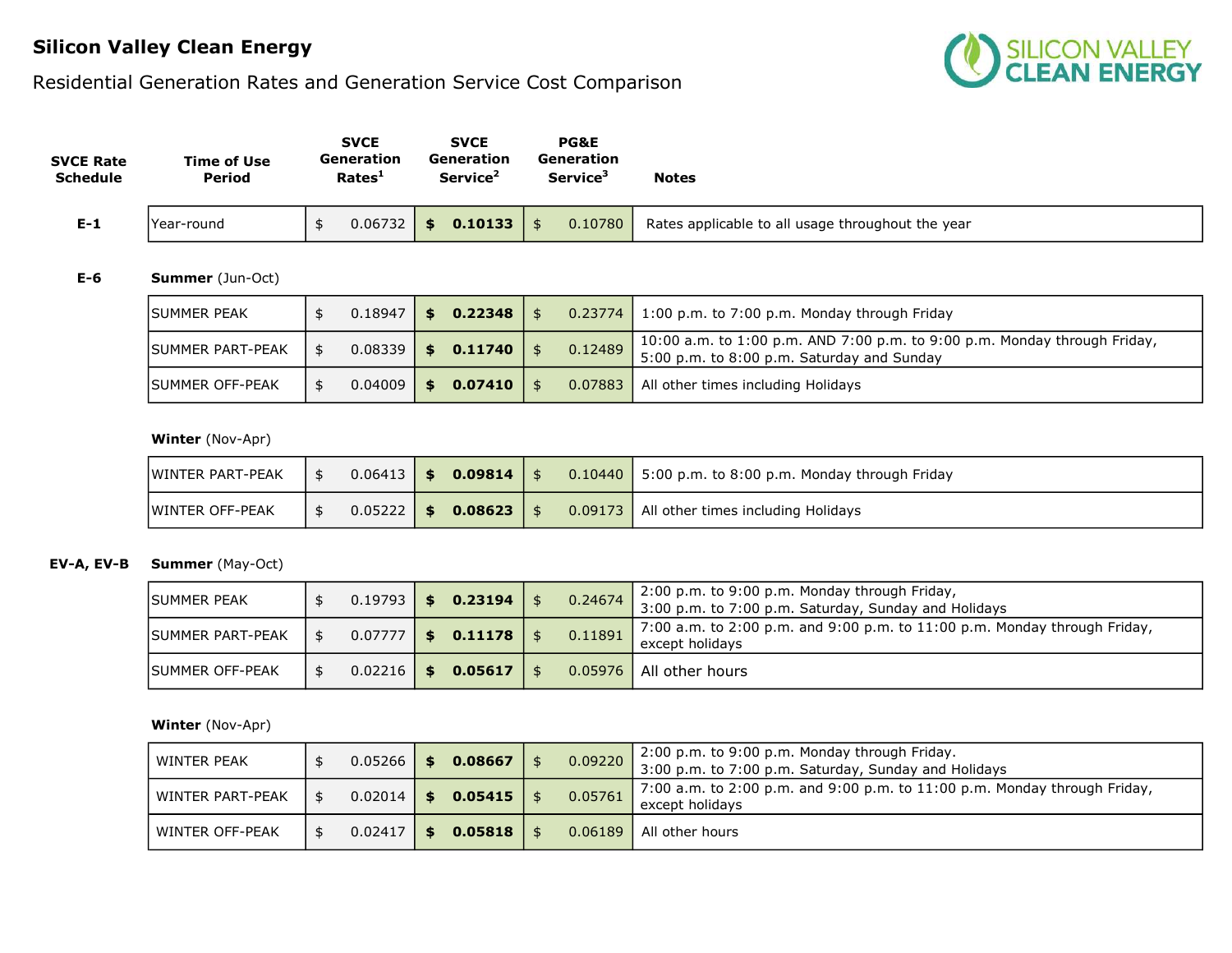# Silicon Valley Clean Energy

## Residential Generation Rates and Generation Service Cost Comparison

| SVCE Rate Schedule | Time of Use Period | SVCE Generation Rates[1] | SVCE Generation Service[2] | PG&E Generation Service[3] | Notes |
|---|---|---|---|---|---|
| **E-1** | Year-round | $ 0.06732 | **$ 0.10133** | $ 0.10780 | Rates applicable to all usage throughout the year |
| **E-6** | **Summer** (Jun-Oct) | | | | |
| | SUMMER PEAK | $ 0.18947 | **$ 0.22348** | $ 0.23774 | 1:00 p.m. to 7:00 p.m. Monday through Friday |
| | SUMMER PART-PEAK | $ 0.08339 | **$ 0.11740** | $ 0.12489 | 10:00 a.m. to 1:00 p.m. AND 7:00 p.m. to 9:00 p.m. Monday through Friday, 5:00 p.m. to 8:00 p.m. Saturday and Sunday |
| | SUMMER OFF-PEAK | $ 0.04009 | **$ 0.07410** | $ 0.07883 | All other times including Holidays |
| | **Winter** (Nov-Apr) | | | | |
| | WINTER PART-PEAK | $ 0.06413 | **$ 0.09814** | $ 0.10440 | 5:00 p.m. to 8:00 p.m. Monday through Friday |
| | WINTER OFF-PEAK | $ 0.05222 | **$ 0.08623** | $ 0.09173 | All other times including Holidays |
| **EV-A, EV-B** | **Summer** (May-Oct) | | | | |
| | SUMMER PEAK | $ 0.19793 | **$ 0.23194** | $ 0.24674 | 2:00 p.m. to 9:00 p.m. Monday through Friday, 3:00 p.m. to 7:00 p.m. Saturday, Sunday and Holidays |
| | SUMMER PART-PEAK | $ 0.07777 | **$ 0.11178** | $ 0.11891 | 7:00 a.m. to 2:00 p.m. and 9:00 p.m. to 11:00 p.m. Monday through Friday, except holidays |
| | SUMMER OFF-PEAK | $ 0.02216 | **$ 0.05617** | $ 0.05976 | All other hours |
| | **Winter** (Nov-Apr) | | | | |
| | WINTER PEAK | $ 0.05266 | **$ 0.08667** | $ 0.09220 | 2:00 p.m. to 9:00 p.m. Monday through Friday. 3:00 p.m. to 7:00 p.m. Saturday, Sunday and Holidays |
| | WINTER PART-PEAK | $ 0.02014 | **$ 0.05415** | $ 0.05761 | 7:00 a.m. to 2:00 p.m. and 9:00 p.m. to 11:00 p.m. Monday through Friday, except holidays |
| | WINTER OFF-PEAK | $ 0.02417 | **$ 0.05818** | $ 0.06189 | All other hours |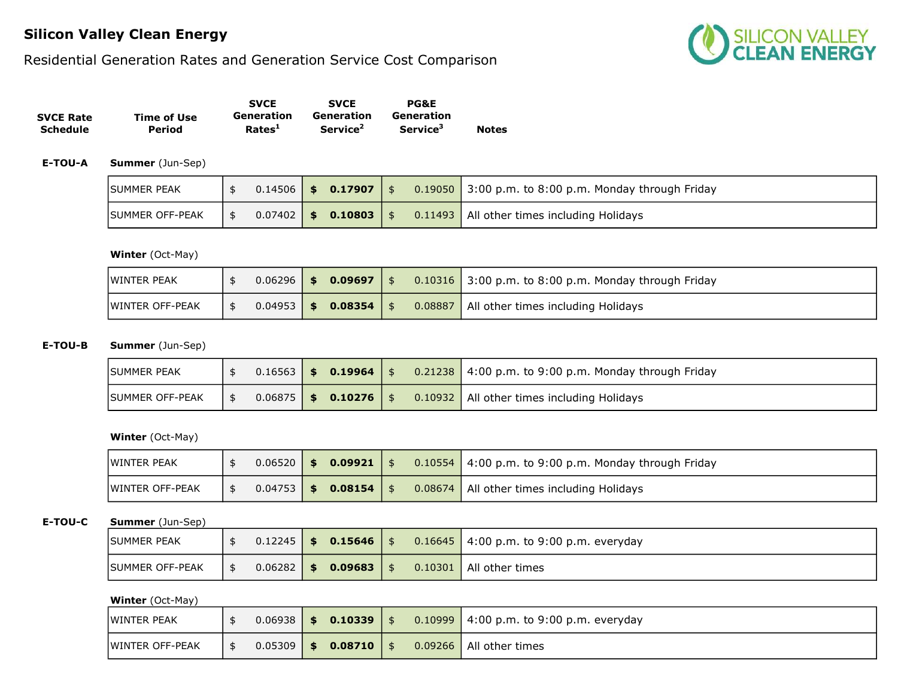# Silicon Valley Clean Energy

## Residential Generation Rates and Generation Service Cost Comparison

| SVCE Rate Schedule | Time of Use Period | SVCE Generation Rates[1] | SVCE Generation Service[2] | PG&E Generation Service[3] | Notes |
|---|---|---|---|---|---|
| **E-TOU-A** | **Summer** (Jun-Sep) | | | | |
| | SUMMER PEAK | $ 0.14506 | **$ 0.17907** | $ 0.19050 | 3:00 p.m. to 8:00 p.m. Monday through Friday |
| | SUMMER OFF-PEAK | $ 0.07402 | **$ 0.10803** | $ 0.11493 | All other times including Holidays |
| | **Winter** (Oct-May) | | | | |
| | WINTER PEAK | $ 0.06296 | **$ 0.09697** | $ 0.10316 | 3:00 p.m. to 8:00 p.m. Monday through Friday |
| | WINTER OFF-PEAK | $ 0.04953 | **$ 0.08354** | $ 0.08887 | All other times including Holidays |
| **E-TOU-B** | **Summer** (Jun-Sep) | | | | |
| | SUMMER PEAK | $ 0.16563 | **$ 0.19964** | $ 0.21238 | 4:00 p.m. to 9:00 p.m. Monday through Friday |
| | SUMMER OFF-PEAK | $ 0.06875 | **$ 0.10276** | $ 0.10932 | All other times including Holidays |
| | **Winter** (Oct-May) | | | | |
| | WINTER PEAK | $ 0.06520 | **$ 0.09921** | $ 0.10554 | 4:00 p.m. to 9:00 p.m. Monday through Friday |
| | WINTER OFF-PEAK | $ 0.04753 | **$ 0.08154** | $ 0.08674 | All other times including Holidays |
| **E-TOU-C** | **Summer** (Jun-Sep) | | | | |
| | SUMMER PEAK | $ 0.12245 | **$ 0.15646** | $ 0.16645 | 4:00 p.m. to 9:00 p.m. everyday |
| | SUMMER OFF-PEAK | $ 0.06282 | **$ 0.09683** | $ 0.10301 | All other times |
| | **Winter** (Oct-May) | | | | |
| | WINTER PEAK | $ 0.06938 | **$ 0.10339** | $ 0.10999 | 4:00 p.m. to 9:00 p.m. everyday |
| | WINTER OFF-PEAK | $ 0.05309 | **$ 0.08710** | $ 0.09266 | All other times |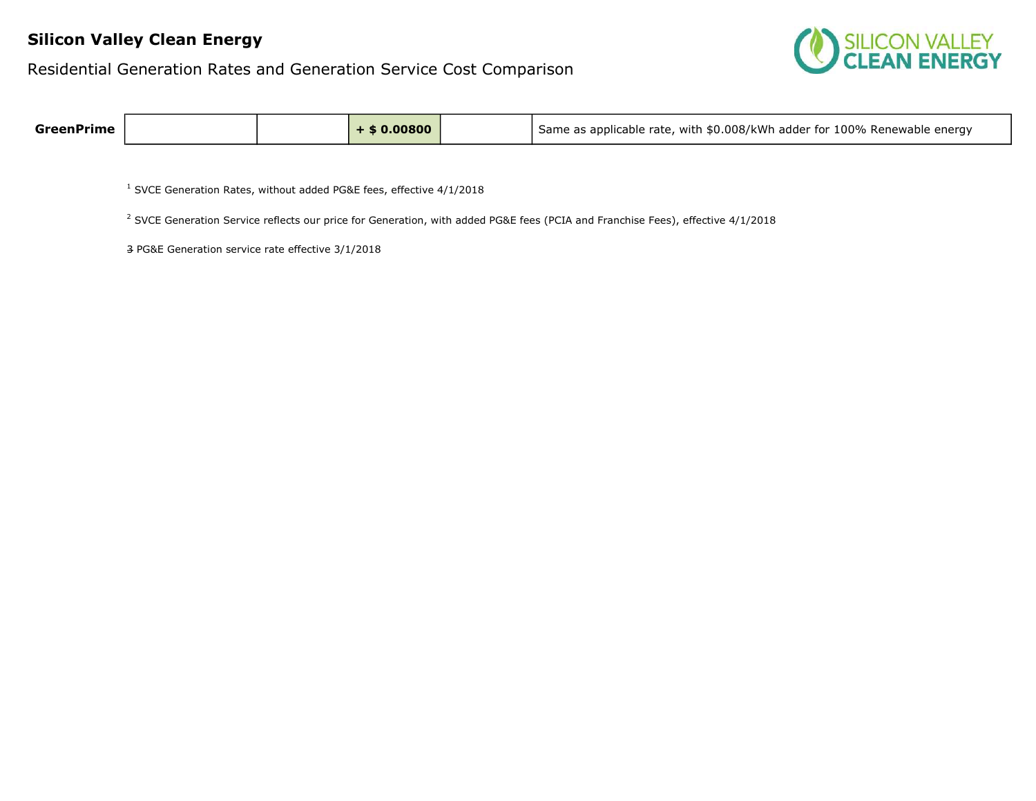**Silicon Valley Clean Energy**

Residential Generation Rates and Generation Service Cost Comparison

| | | | | | |
|---|---|---|---|---|---|
| **GreenPrime** | | | **+ $ 0.00800** | | Same as applicable rate, with $0.008/kWh adder for 100% Renewable energy |

[1] SVCE Generation Rates, without added PG&E fees, effective 4/1/2018

[2] SVCE Generation Service reflects our price for Generation, with added PG&E fees (PCIA and Franchise Fees), effective 4/1/2018

~~3~~ PG&E Generation service rate effective 3/1/2018